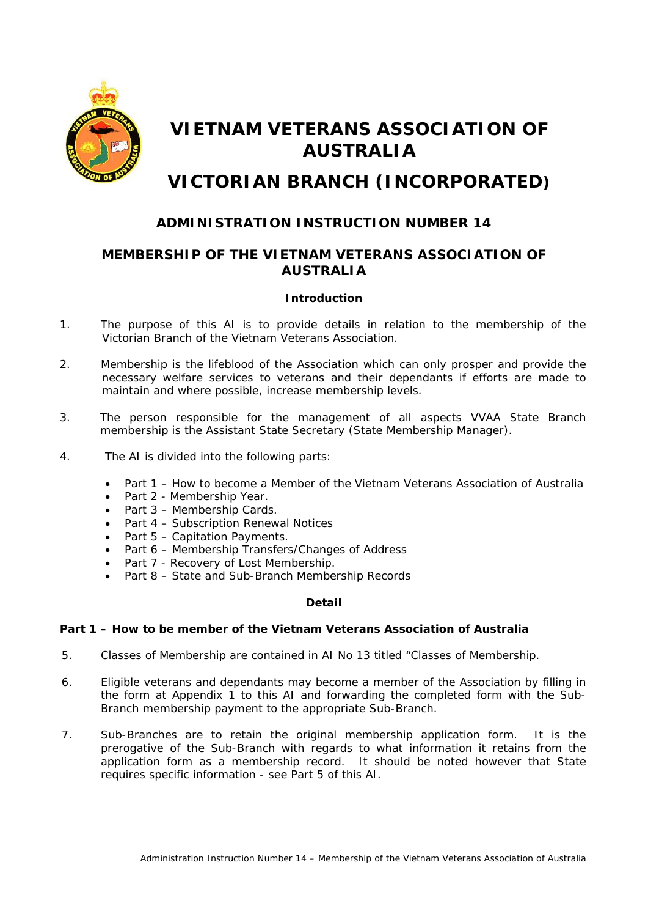# VIETNAM VETERANS ASSOCIATION OF AUSTRALIA

# VICTORIAN BRANCH (INCORPORATED)

## ADMINISTRATION INSTRUCTION NUMBER 14

## MEMBERSHIP OF THE VIETNAM VETERANS ASSOCIATION OF AUSTRALIA

### Introduction

1. The purpose of this AI is to provide details in relation to the membership of the Victorian Branch of the Vietnam Veterans Association.

2. Membership is the lifeblood of the Association which can only prosper and provide the necessary welfare services to veterans and their dependants if efforts are made to maintain and where possible, increase membership levels.

3. The person responsible for the management of all aspects VVAA State Branch membership is the Assistant State Secretary (State Membership Manager).

4. The AI is divided into the following parts:

   - Part 1 – How to become a Member of the Vietnam Veterans Association of Australia
   - Part 2 - Membership Year.
   - Part 3 – Membership Cards.
   - Part 4 – Subscription Renewal Notices
   - Part 5 – Capitation Payments.
   - Part 6 – Membership Transfers/Changes of Address
   - Part 7 - Recovery of Lost Membership.
   - Part 8 – State and Sub-Branch Membership Records

### Detail

**Part 1 – How to be member of the Vietnam Veterans Association of Australia**

5. Classes of Membership are contained in AI No 13 titled "Classes of Membership.

6. Eligible veterans and dependants may become a member of the Association by filling in the form at Appendix 1 to this AI and forwarding the completed form with the Sub-Branch membership payment to the appropriate Sub-Branch.

7. Sub-Branches are to retain the original membership application form. It is the prerogative of the Sub-Branch with regards to what information it retains from the application form as a membership record. It should be noted however that State requires specific information - see Part 5 of this AI.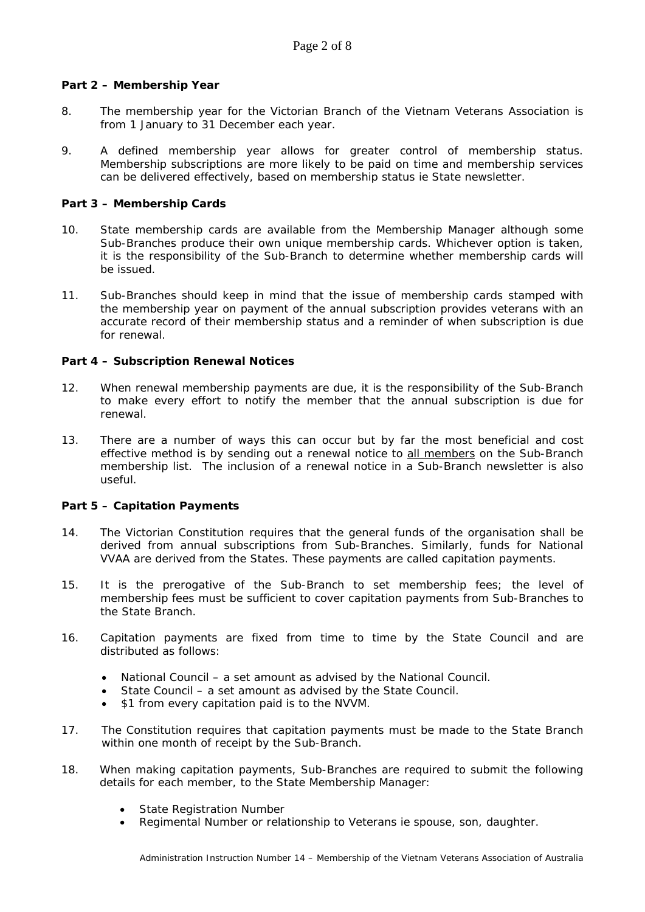**Part 2 – Membership Year**

8. The membership year for the Victorian Branch of the Vietnam Veterans Association is from 1 January to 31 December each year.

9. A defined membership year allows for greater control of membership status. Membership subscriptions are more likely to be paid on time and membership services can be delivered effectively, based on membership status ie State newsletter.

**Part 3 – Membership Cards**

10. State membership cards are available from the Membership Manager although some Sub-Branches produce their own unique membership cards. Whichever option is taken, it is the responsibility of the Sub-Branch to determine whether membership cards will be issued.

11. Sub-Branches should keep in mind that the issue of membership cards stamped with the membership year on payment of the annual subscription provides veterans with an accurate record of their membership status and a reminder of when subscription is due for renewal.

**Part 4 – Subscription Renewal Notices**

12. When renewal membership payments are due, it is the responsibility of the Sub-Branch to make every effort to notify the member that the annual subscription is due for renewal.

13. There are a number of ways this can occur but by far the most beneficial and cost effective method is by sending out a renewal notice to <u>all members</u> on the Sub-Branch membership list. The inclusion of a renewal notice in a Sub-Branch newsletter is also useful.

**Part 5 – Capitation Payments**

14. The Victorian Constitution requires that the general funds of the organisation shall be derived from annual subscriptions from Sub-Branches. Similarly, funds for National VVAA are derived from the States. These payments are called capitation payments.

15. It is the prerogative of the Sub-Branch to set membership fees; the level of membership fees must be sufficient to cover capitation payments from Sub-Branches to the State Branch.

16. Capitation payments are fixed from time to time by the State Council and are distributed as follows:

   - National Council – a set amount as advised by the National Council.
   - State Council – a set amount as advised by the State Council.
   - $1 from every capitation paid is to the NVVM.

17. The Constitution requires that capitation payments must be made to the State Branch within one month of receipt by the Sub-Branch.

18. When making capitation payments, Sub-Branches are required to submit the following details for each member, to the State Membership Manager:

   - State Registration Number
   - Regimental Number or relationship to Veterans ie spouse, son, daughter.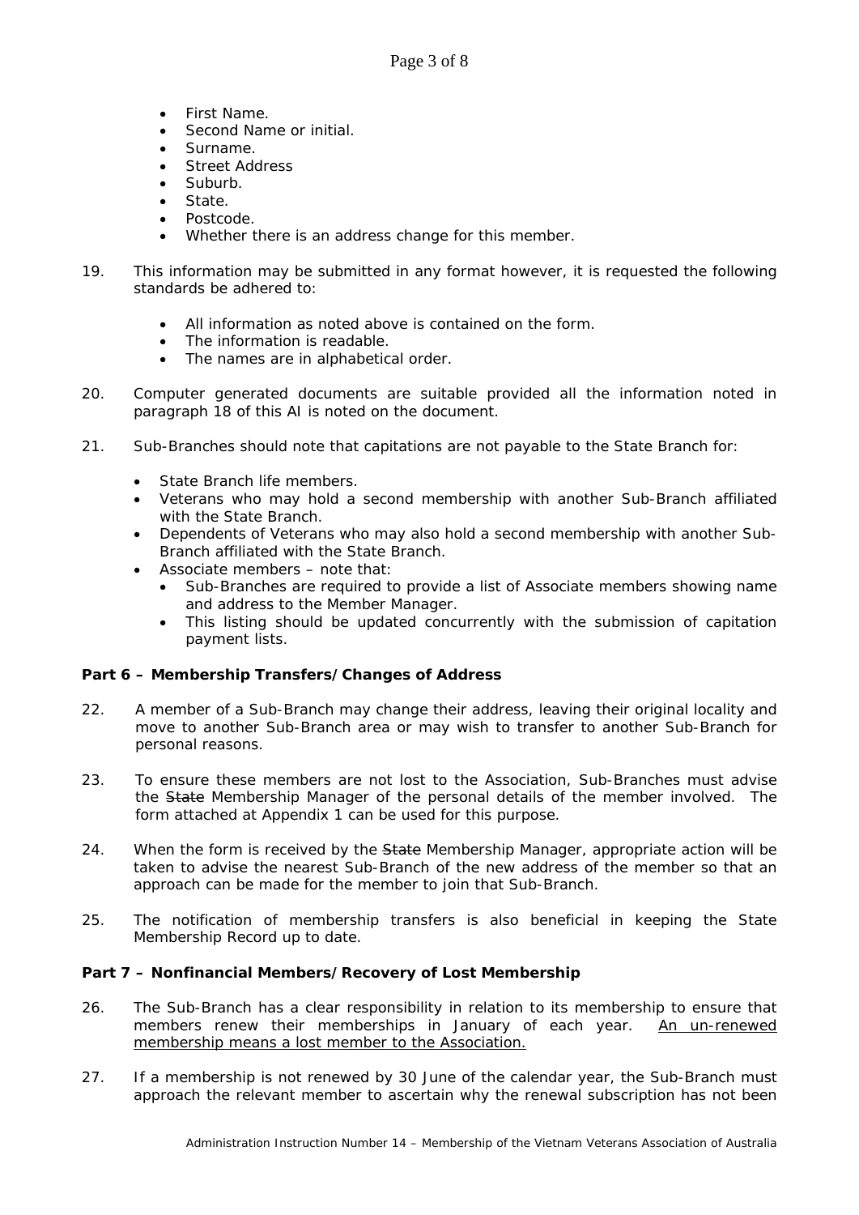- First Name.
- Second Name or initial.
- Surname.
- Street Address
- Suburb.
- State.
- Postcode.
- Whether there is an address change for this member.

19. This information may be submitted in any format however, it is requested the following standards be adhered to:

    - All information as noted above is contained on the form.
    - The information is readable.
    - The names are in alphabetical order.

20. Computer generated documents are suitable provided all the information noted in paragraph 18 of this AI is noted on the document.

21. Sub-Branches should note that capitations are not payable to the State Branch for:

    - State Branch life members.
    - Veterans who may hold a second membership with another Sub-Branch affiliated with the State Branch.
    - Dependents of Veterans who may also hold a second membership with another Sub-Branch affiliated with the State Branch.
    - Associate members – note that:
        - Sub-Branches are required to provide a list of Associate members showing name and address to the Member Manager.
        - This listing should be updated concurrently with the submission of capitation payment lists.

**Part 6 – Membership Transfers/Changes of Address**

22. A member of a Sub-Branch may change their address, leaving their original locality and move to another Sub-Branch area or may wish to transfer to another Sub-Branch for personal reasons.

23. To ensure these members are not lost to the Association, Sub-Branches must advise the ~~State~~ Membership Manager of the personal details of the member involved. The form attached at Appendix 1 can be used for this purpose.

24. When the form is received by the ~~State~~ Membership Manager, appropriate action will be taken to advise the nearest Sub-Branch of the new address of the member so that an approach can be made for the member to join that Sub-Branch.

25. The notification of membership transfers is also beneficial in keeping the State Membership Record up to date.

**Part 7 – Nonfinancial Members/Recovery of Lost Membership**

26. The Sub-Branch has a clear responsibility in relation to its membership to ensure that members renew their memberships in January of each year. <u>An un-renewed membership means a lost member to the Association.</u>

27. If a membership is not renewed by 30 June of the calendar year, the Sub-Branch must approach the relevant member to ascertain why the renewal subscription has not been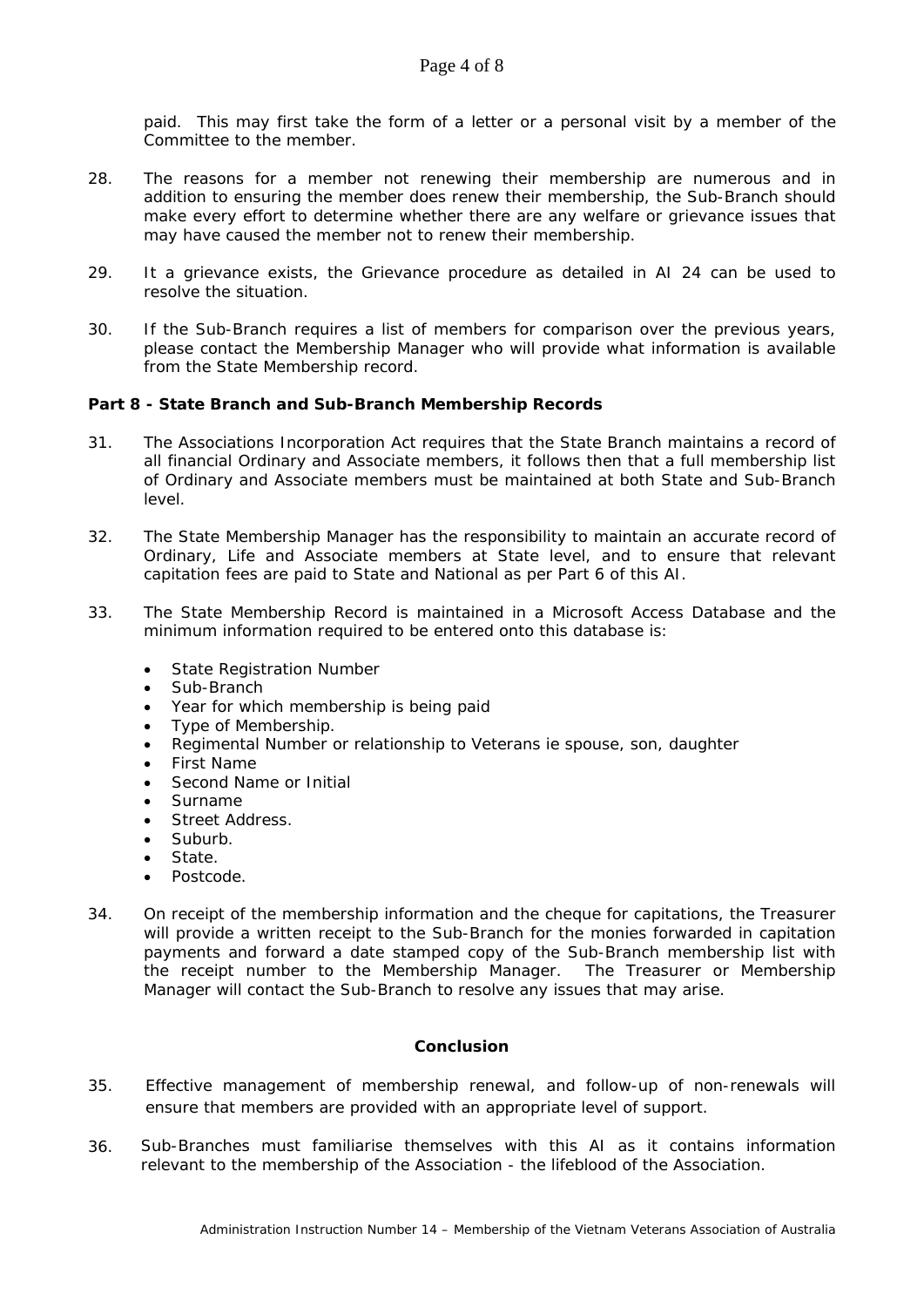paid. This may first take the form of a letter or a personal visit by a member of the Committee to the member.

28. The reasons for a member not renewing their membership are numerous and in addition to ensuring the member does renew their membership, the Sub-Branch should make every effort to determine whether there are any welfare or grievance issues that may have caused the member not to renew their membership.

29. It a grievance exists, the Grievance procedure as detailed in AI 24 can be used to resolve the situation.

30. If the Sub-Branch requires a list of members for comparison over the previous years, please contact the Membership Manager who will provide what information is available from the State Membership record.

**Part 8 - State Branch and Sub-Branch Membership Records**

31. The Associations Incorporation Act requires that the State Branch maintains a record of all financial Ordinary and Associate members, it follows then that a full membership list of Ordinary and Associate members must be maintained at both State and Sub-Branch level.

32. The State Membership Manager has the responsibility to maintain an accurate record of Ordinary, Life and Associate members at State level, and to ensure that relevant capitation fees are paid to State and National as per Part 6 of this AI.

33. The State Membership Record is maintained in a Microsoft Access Database and the minimum information required to be entered onto this database is:

- State Registration Number
- Sub-Branch
- Year for which membership is being paid
- Type of Membership.
- Regimental Number or relationship to Veterans ie spouse, son, daughter
- First Name
- Second Name or Initial
- Surname
- Street Address.
- Suburb.
- State.
- Postcode.

34. On receipt of the membership information and the cheque for capitations, the Treasurer will provide a written receipt to the Sub-Branch for the monies forwarded in capitation payments and forward a date stamped copy of the Sub-Branch membership list with the receipt number to the Membership Manager. The Treasurer or Membership Manager will contact the Sub-Branch to resolve any issues that may arise.

**Conclusion**

35. Effective management of membership renewal, and follow-up of non-renewals will ensure that members are provided with an appropriate level of support.

36. Sub-Branches must familiarise themselves with this AI as it contains information relevant to the membership of the Association - the lifeblood of the Association.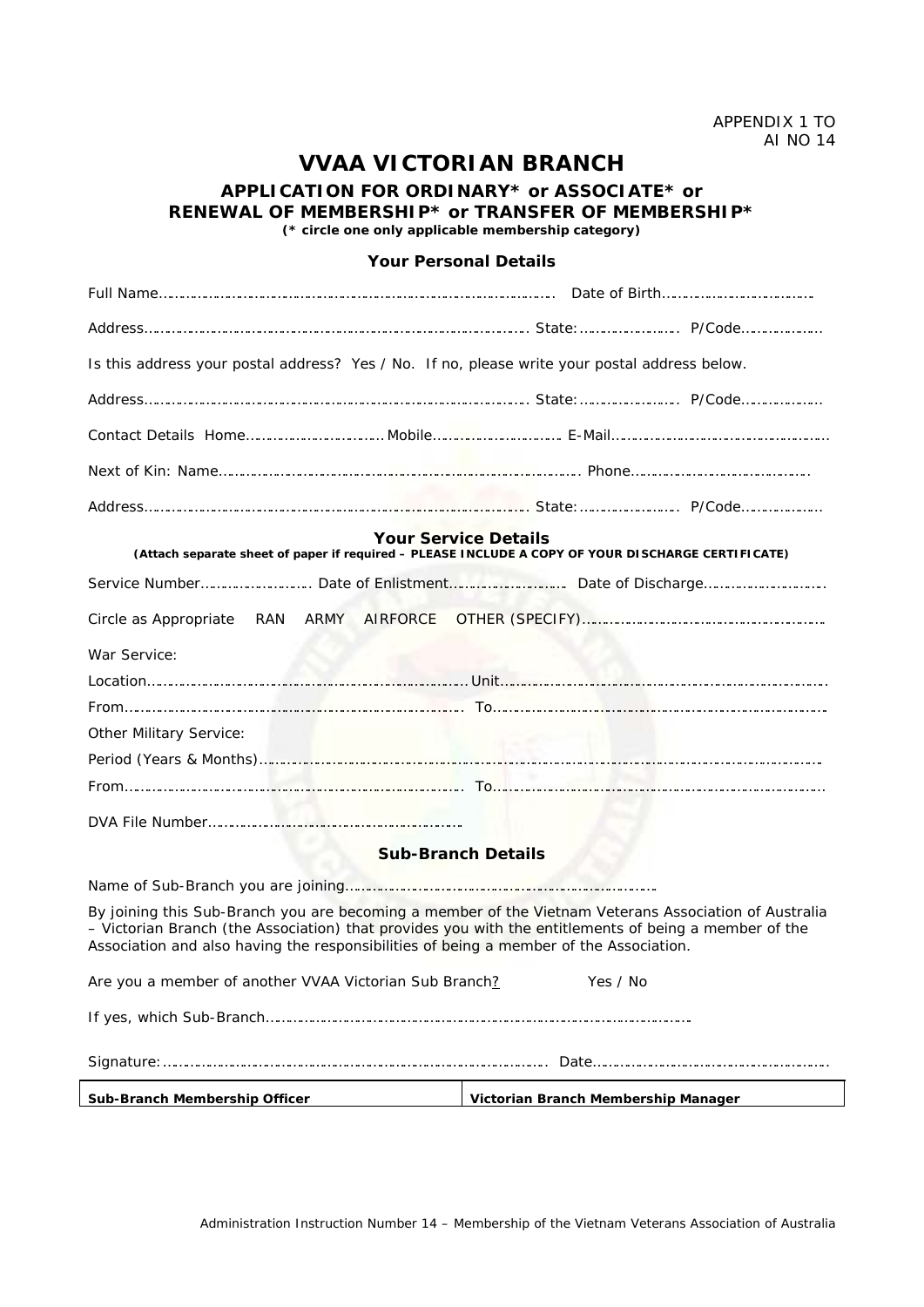APPENDIX 1 TO
AI NO 14

# VVAA VICTORIAN BRANCH

## APPLICATION FOR ORDINARY* or ASSOCIATE* or RENEWAL OF MEMBERSHIP* or TRANSFER OF MEMBERSHIP*

**(* circle one only applicable membership category)**

### Your Personal Details

Full Name…………………………………………………………………………… Date of Birth……………………………

Address……………………………………………………………………………. State:…………………. P/Code………………

Is this address your postal address? Yes / No. If no, please write your postal address below.

Address……………………………………………………………………………. State:…………………. P/Code………………

Contact Details Home………………………… Mobile……………………… E-Mail……………………………………………

Next of Kin: Name…………………………………………………………………… Phone……………………………………

Address……………………………………………………………………………. State:…………………. P/Code………………

### Your Service Details

**(Attach separate sheet of paper if required – PLEASE INCLUDE A COPY OF YOUR DISCHARGE CERTIFICATE)**

Service Number……………………. Date of Enlistment…………………… Date of Discharge………………………

Circle as Appropriate RAN ARMY AIRFORCE OTHER (SPECIFY)…………………………………………………

War Service:

Location………………………………………………………… Unit……………………………………………………………

From……………………………………………………………… To………………………………………………………………

Other Military Service:

Period (Years & Months)………………………………………………………………………………………………………………

From……………………………………………………………… To………………………………………………………………

DVA File Number……………………………………………

### Sub-Branch Details

Name of Sub-Branch you are joining……………………………………………………………

By joining this Sub-Branch you are becoming a member of the Vietnam Veterans Association of Australia – Victorian Branch (the Association) that provides you with the entitlements of being a member of the Association and also having the responsibilities of being a member of the Association.

Are you a member of another VVAA Victorian Sub Branch? Yes / No

If yes, which Sub-Branch……………………………………………………………………………………

Signature:………………………………………………………………………… Date……………………………………………

| Sub-Branch Membership Officer | Victorian Branch Membership Manager |
|---|---|

Administration Instruction Number 14 – Membership of the Vietnam Veterans Association of Australia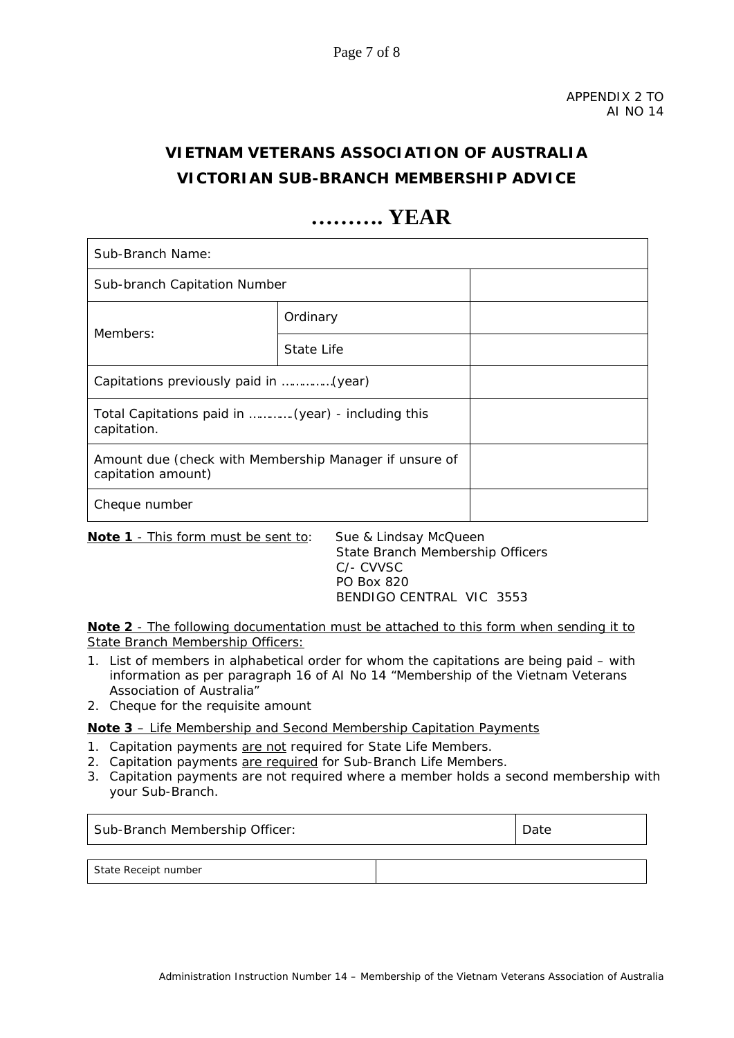APPENDIX 2 TO
AI NO 14

# VIETNAM VETERANS ASSOCIATION OF AUSTRALIA
## VICTORIAN SUB-BRANCH MEMBERSHIP ADVICE

# ………. YEAR

| Sub-Branch Name: | | |
|---|---|---|
| Sub-branch Capitation Number | | |
| Members: | Ordinary | |
| | State Life | |
| Capitations previously paid in ………….(year) | | |
| Total Capitations paid in …………(year) - including this capitation. | | |
| Amount due (check with Membership Manager if unsure of capitation amount) | | |
| Cheque number | | |

**Note 1** - This form must be sent to: Sue & Lindsay McQueen
State Branch Membership Officers
C/- CVVSC
PO Box 820
BENDIGO CENTRAL VIC 3553

**Note 2** - The following documentation must be attached to this form when sending it to State Branch Membership Officers:

1. List of members in alphabetical order for whom the capitations are being paid – with information as per paragraph 16 of AI No 14 "Membership of the Vietnam Veterans Association of Australia"
2. Cheque for the requisite amount

**Note 3** – Life Membership and Second Membership Capitation Payments

1. Capitation payments are not required for State Life Members.
2. Capitation payments are required for Sub-Branch Life Members.
3. Capitation payments are not required where a member holds a second membership with your Sub-Branch.

| Sub-Branch Membership Officer: | Date |
|---|---|

| State Receipt number | |
|---|---|

Administration Instruction Number 14 – Membership of the Vietnam Veterans Association of Australia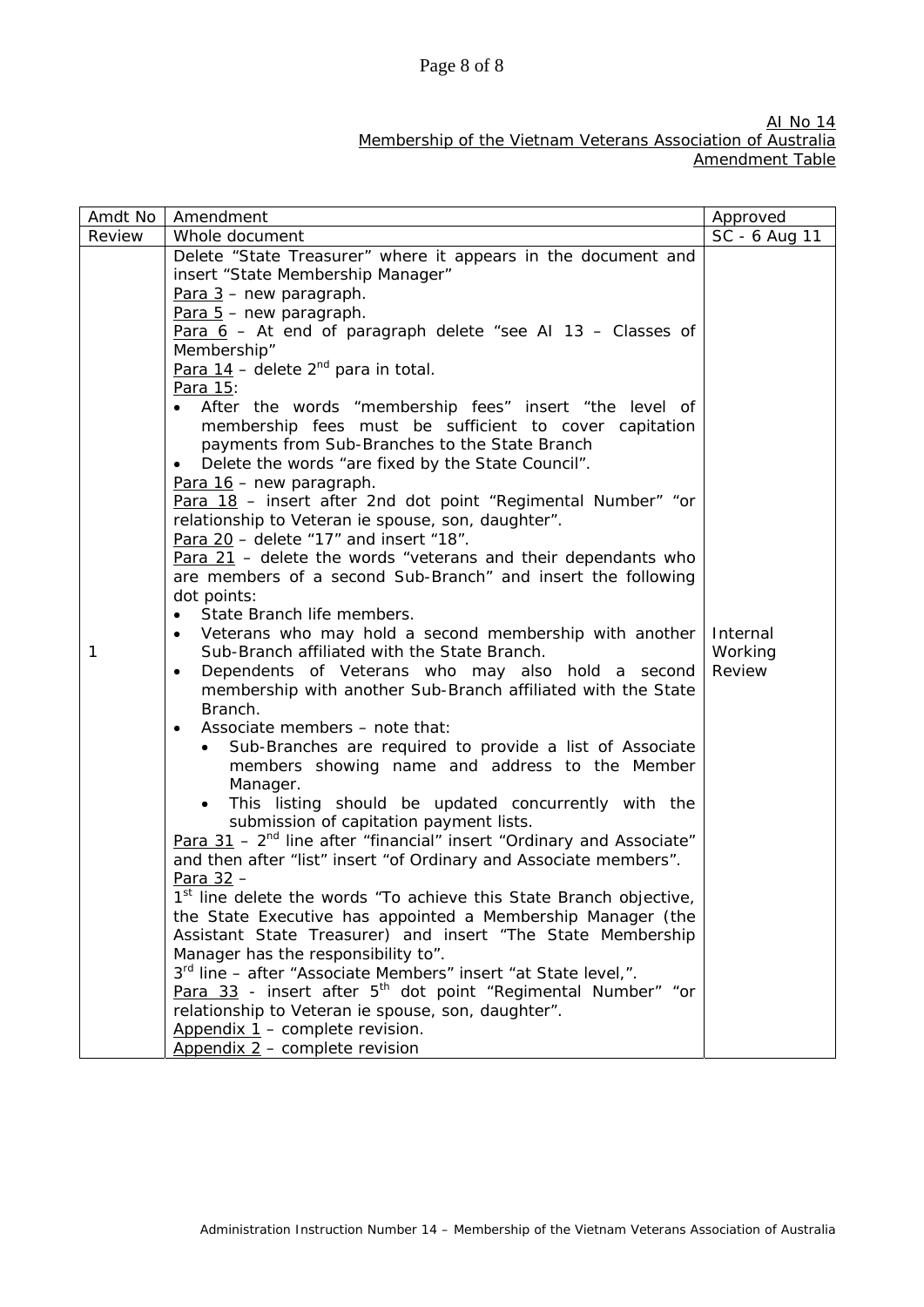AI No 14
Membership of the Vietnam Veterans Association of Australia
Amendment Table

| Amdt No | Amendment | Approved |
|---|---|---|
| Review | Whole document | SC - 6 Aug 11 |
| 1 | Delete "State Treasurer" where it appears in the document and insert "State Membership Manager"<br>Para 3 – new paragraph.<br>Para 5 – new paragraph.<br>Para 6 – At end of paragraph delete "see AI 13 – Classes of Membership"<br>Para 14 – delete 2nd para in total.<br>Para 15:<br>• After the words "membership fees" insert "the level of membership fees must be sufficient to cover capitation payments from Sub-Branches to the State Branch<br>• Delete the words "are fixed by the State Council".<br>Para 16 – new paragraph.<br>Para 18 – insert after 2nd dot point "Regimental Number" "or relationship to Veteran ie spouse, son, daughter".<br>Para 20 – delete "17" and insert "18".<br>Para 21 – delete the words "veterans and their dependants who are members of a second Sub-Branch" and insert the following dot points:<br>• State Branch life members.<br>• Veterans who may hold a second membership with another Sub-Branch affiliated with the State Branch.<br>• Dependents of Veterans who may also hold a second membership with another Sub-Branch affiliated with the State Branch.<br>• Associate members – note that:<br>  • Sub-Branches are required to provide a list of Associate members showing name and address to the Member Manager.<br>  • This listing should be updated concurrently with the submission of capitation payment lists.<br>Para 31 – 2nd line after "financial" insert "Ordinary and Associate" and then after "list" insert "of Ordinary and Associate members".<br>Para 32 –<br>1st line delete the words "To achieve this State Branch objective, the State Executive has appointed a Membership Manager (the Assistant State Treasurer) and insert "The State Membership Manager has the responsibility to".<br>3rd line – after "Associate Members" insert "at State level,".<br>Para 33 - insert after 5th dot point "Regimental Number" "or relationship to Veteran ie spouse, son, daughter".<br>Appendix 1 – complete revision.<br>Appendix 2 – complete revision | Internal Working Review |